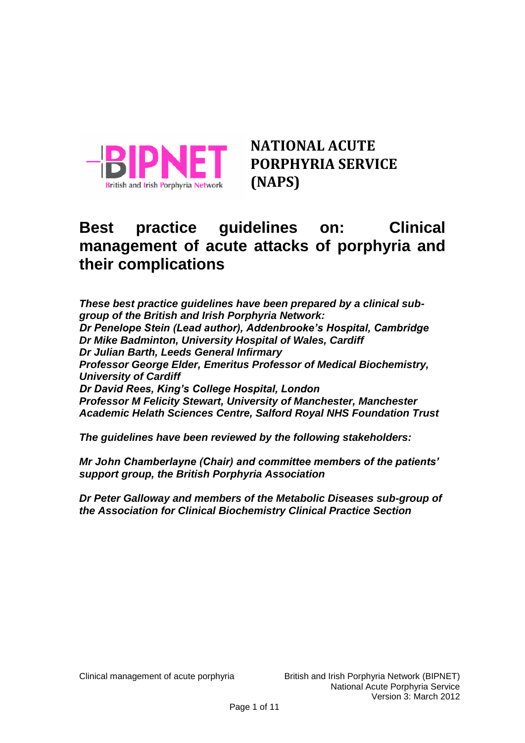**NATIONAL ACUTE PORPHYRIA SERVICE (NAPS)**

# Best practice guidelines on: Clinical management of acute attacks of porphyria and their complications

***These best practice guidelines have been prepared by a clinical sub-group of the British and Irish Porphyria Network:***
***Dr Penelope Stein (Lead author), Addenbrooke's Hospital, Cambridge***
***Dr Mike Badminton, University Hospital of Wales, Cardiff***
***Dr Julian Barth, Leeds General Infirmary***
***Professor George Elder, Emeritus Professor of Medical Biochemistry, University of Cardiff***
***Dr David Rees, King's College Hospital, London***
***Professor M Felicity Stewart, University of Manchester, Manchester Academic Helath Sciences Centre, Salford Royal NHS Foundation Trust***

***The guidelines have been reviewed by the following stakeholders:***

***Mr John Chamberlayne (Chair) and committee members of the patients' support group, the British Porphyria Association***

***Dr Peter Galloway and members of the Metabolic Diseases sub-group of the Association for Clinical Biochemistry Clinical Practice Section***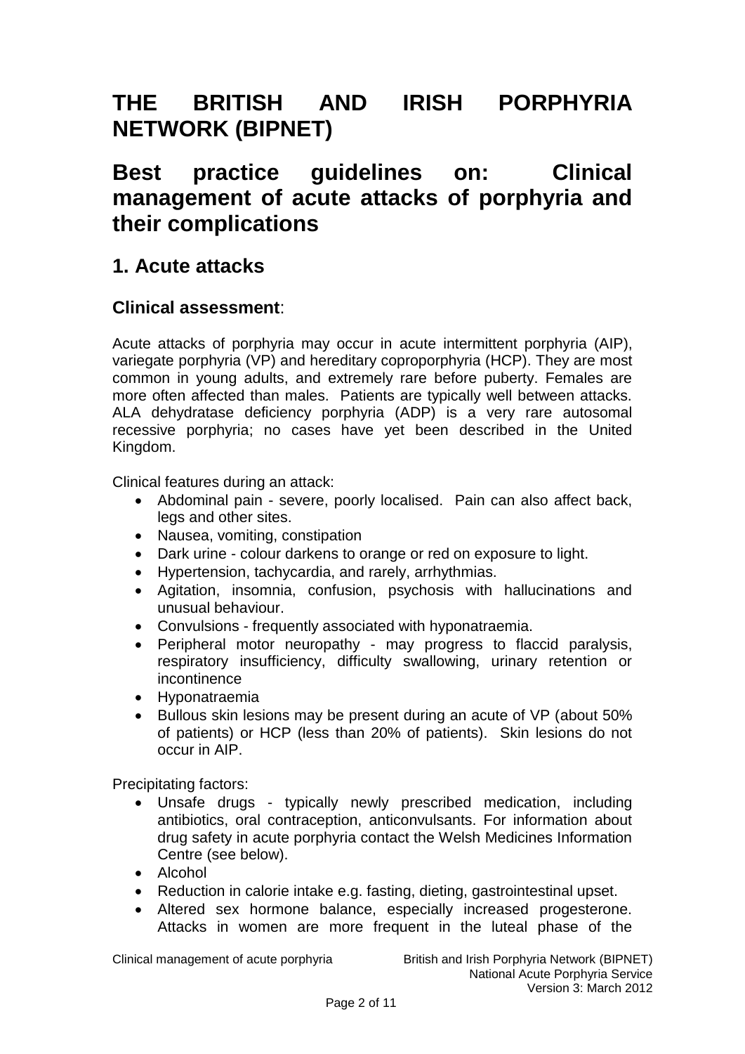# THE BRITISH AND IRISH PORPHYRIA NETWORK (BIPNET)

# Best practice guidelines on: Clinical management of acute attacks of porphyria and their complications

## 1. Acute attacks

### Clinical assessment:

Acute attacks of porphyria may occur in acute intermittent porphyria (AIP), variegate porphyria (VP) and hereditary coproporphyria (HCP). They are most common in young adults, and extremely rare before puberty. Females are more often affected than males. Patients are typically well between attacks. ALA dehydratase deficiency porphyria (ADP) is a very rare autosomal recessive porphyria; no cases have yet been described in the United Kingdom.

Clinical features during an attack:

- Abdominal pain - severe, poorly localised. Pain can also affect back, legs and other sites.
- Nausea, vomiting, constipation
- Dark urine - colour darkens to orange or red on exposure to light.
- Hypertension, tachycardia, and rarely, arrhythmias.
- Agitation, insomnia, confusion, psychosis with hallucinations and unusual behaviour.
- Convulsions - frequently associated with hyponatraemia.
- Peripheral motor neuropathy - may progress to flaccid paralysis, respiratory insufficiency, difficulty swallowing, urinary retention or incontinence
- Hyponatraemia
- Bullous skin lesions may be present during an acute of VP (about 50% of patients) or HCP (less than 20% of patients). Skin lesions do not occur in AIP.

Precipitating factors:

- Unsafe drugs - typically newly prescribed medication, including antibiotics, oral contraception, anticonvulsants. For information about drug safety in acute porphyria contact the Welsh Medicines Information Centre (see below).
- Alcohol
- Reduction in calorie intake e.g. fasting, dieting, gastrointestinal upset.
- Altered sex hormone balance, especially increased progesterone. Attacks in women are more frequent in the luteal phase of the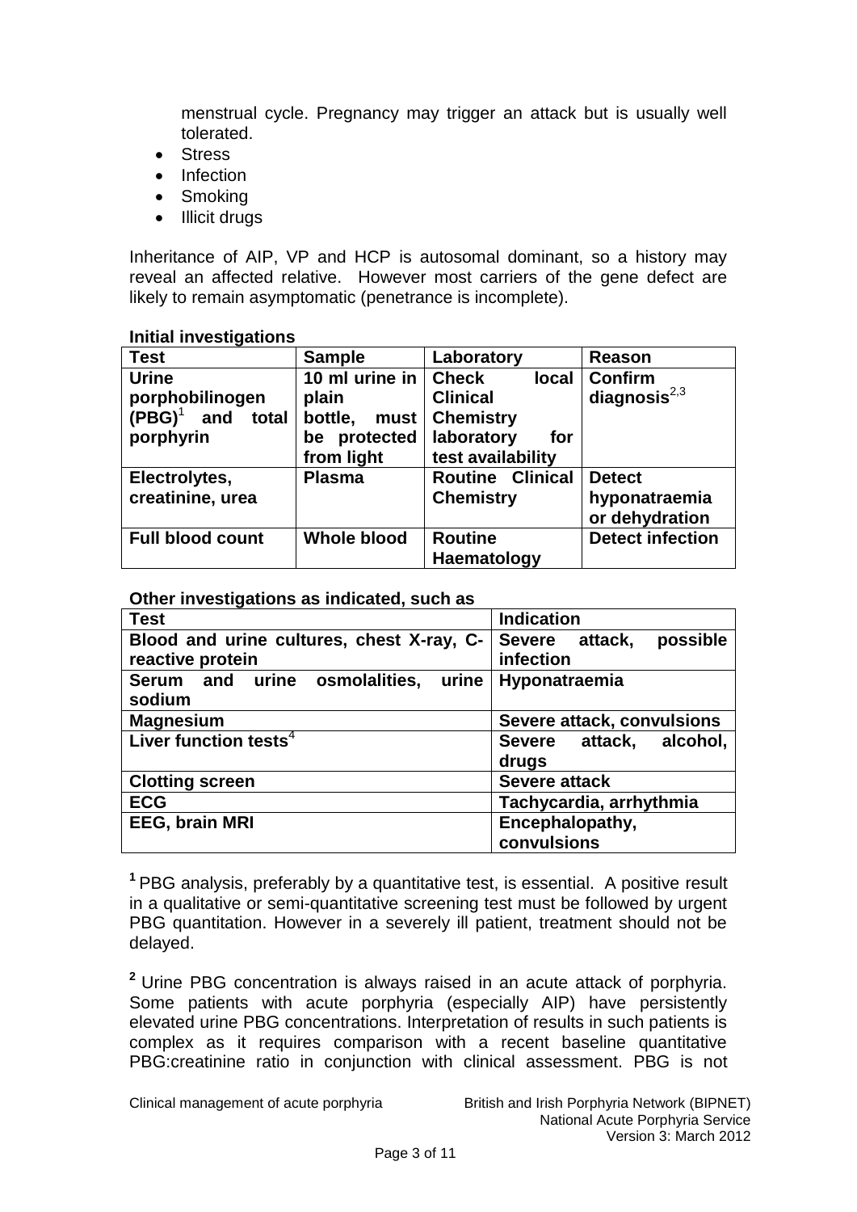menstrual cycle. Pregnancy may trigger an attack but is usually well tolerated.

- Stress
- Infection
- Smoking
- Illicit drugs

Inheritance of AIP, VP and HCP is autosomal dominant, so a history may reveal an affected relative. However most carriers of the gene defect are likely to remain asymptomatic (penetrance is incomplete).

**Initial investigations**

| Test | Sample | Laboratory | Reason |
|---|---|---|---|
| **Urine porphobilinogen (PBG)[1] and total porphyrin** | **10 ml urine in plain bottle, must be protected from light** | **Check local Clinical Chemistry laboratory for test availability** | **Confirm diagnosis[2,3]** |
| **Electrolytes, creatinine, urea** | **Plasma** | **Routine Clinical Chemistry** | **Detect hyponatraemia or dehydration** |
| **Full blood count** | **Whole blood** | **Routine Haematology** | **Detect infection** |

**Other investigations as indicated, such as**

| Test | Indication |
|---|---|
| **Blood and urine cultures, chest X-ray, C-reactive protein** | **Severe attack, possible infection** |
| **Serum and urine osmolalities, urine sodium** | **Hyponatraemia** |
| **Magnesium** | **Severe attack, convulsions** |
| **Liver function tests[4]** | **Severe attack, alcohol, drugs** |
| **Clotting screen** | **Severe attack** |
| **ECG** | **Tachycardia, arrhythmia** |
| **EEG, brain MRI** | **Encephalopathy, convulsions** |

**[1]** PBG analysis, preferably by a quantitative test, is essential. A positive result in a qualitative or semi-quantitative screening test must be followed by urgent PBG quantitation. However in a severely ill patient, treatment should not be delayed.

**[2]** Urine PBG concentration is always raised in an acute attack of porphyria. Some patients with acute porphyria (especially AIP) have persistently elevated urine PBG concentrations. Interpretation of results in such patients is complex as it requires comparison with a recent baseline quantitative PBG:creatinine ratio in conjunction with clinical assessment. PBG is not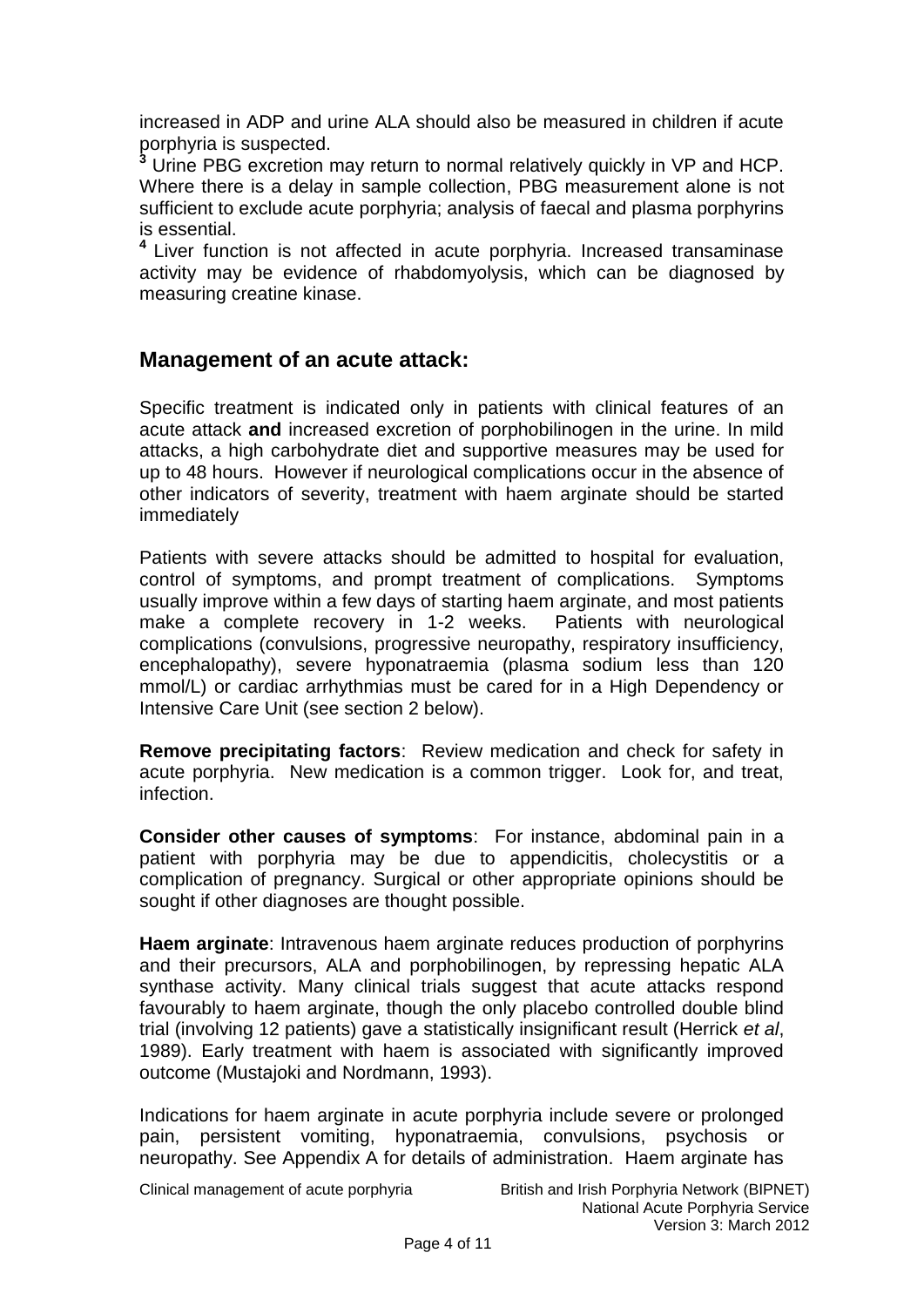increased in ADP and urine ALA should also be measured in children if acute porphyria is suspected.

[3] Urine PBG excretion may return to normal relatively quickly in VP and HCP. Where there is a delay in sample collection, PBG measurement alone is not sufficient to exclude acute porphyria; analysis of faecal and plasma porphyrins is essential.

[4] Liver function is not affected in acute porphyria. Increased transaminase activity may be evidence of rhabdomyolysis, which can be diagnosed by measuring creatine kinase.

## Management of an acute attack:

Specific treatment is indicated only in patients with clinical features of an acute attack **and** increased excretion of porphobilinogen in the urine. In mild attacks, a high carbohydrate diet and supportive measures may be used for up to 48 hours. However if neurological complications occur in the absence of other indicators of severity, treatment with haem arginate should be started immediately

Patients with severe attacks should be admitted to hospital for evaluation, control of symptoms, and prompt treatment of complications. Symptoms usually improve within a few days of starting haem arginate, and most patients make a complete recovery in 1-2 weeks. Patients with neurological complications (convulsions, progressive neuropathy, respiratory insufficiency, encephalopathy), severe hyponatraemia (plasma sodium less than 120 mmol/L) or cardiac arrhythmias must be cared for in a High Dependency or Intensive Care Unit (see section 2 below).

**Remove precipitating factors**: Review medication and check for safety in acute porphyria. New medication is a common trigger. Look for, and treat, infection.

**Consider other causes of symptoms**: For instance, abdominal pain in a patient with porphyria may be due to appendicitis, cholecystitis or a complication of pregnancy. Surgical or other appropriate opinions should be sought if other diagnoses are thought possible.

**Haem arginate**: Intravenous haem arginate reduces production of porphyrins and their precursors, ALA and porphobilinogen, by repressing hepatic ALA synthase activity. Many clinical trials suggest that acute attacks respond favourably to haem arginate, though the only placebo controlled double blind trial (involving 12 patients) gave a statistically insignificant result (Herrick *et al*, 1989). Early treatment with haem is associated with significantly improved outcome (Mustajoki and Nordmann, 1993).

Indications for haem arginate in acute porphyria include severe or prolonged pain, persistent vomiting, hyponatraemia, convulsions, psychosis or neuropathy. See Appendix A for details of administration. Haem arginate has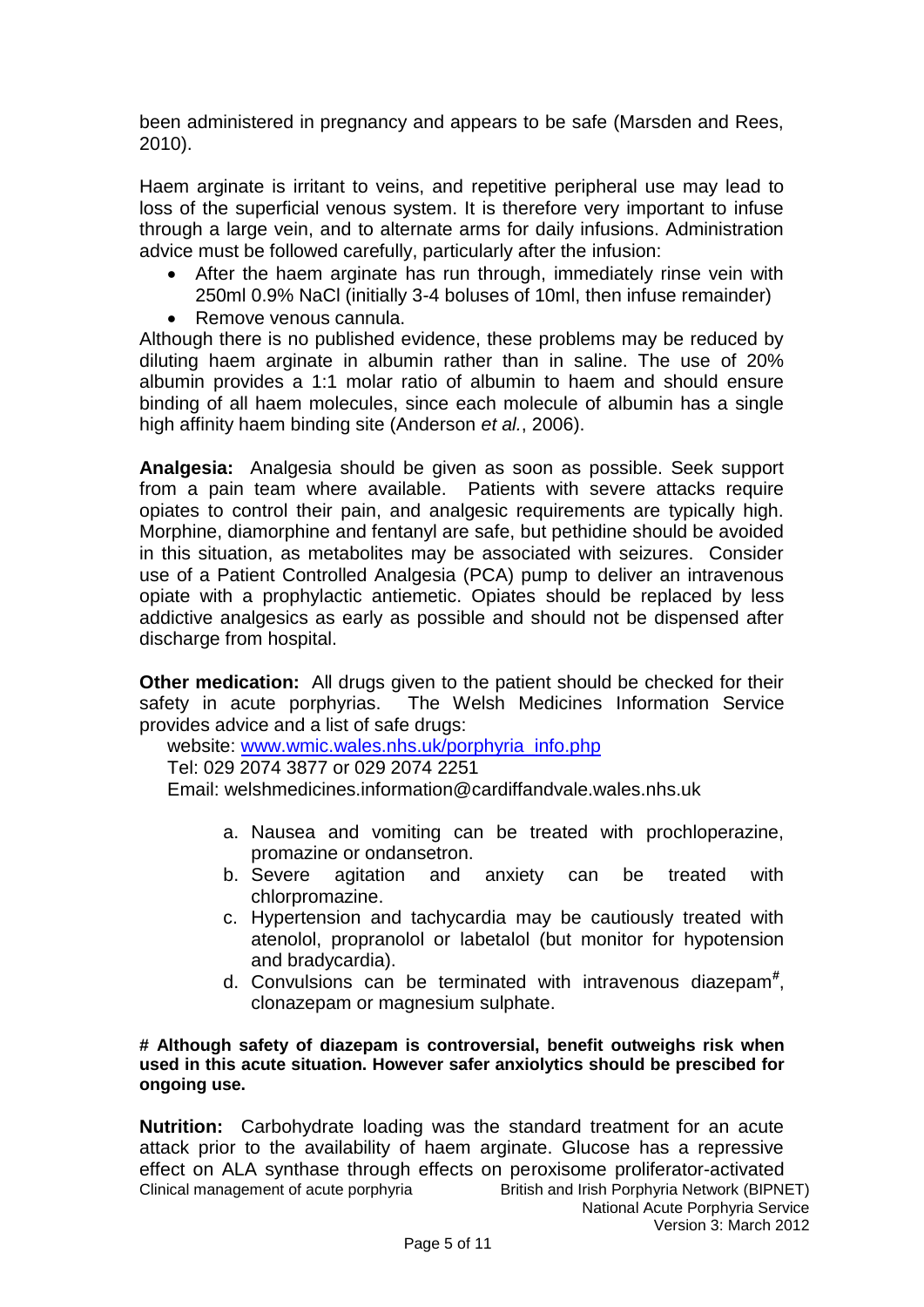been administered in pregnancy and appears to be safe (Marsden and Rees, 2010).

Haem arginate is irritant to veins, and repetitive peripheral use may lead to loss of the superficial venous system. It is therefore very important to infuse through a large vein, and to alternate arms for daily infusions. Administration advice must be followed carefully, particularly after the infusion:

- After the haem arginate has run through, immediately rinse vein with 250ml 0.9% NaCl (initially 3-4 boluses of 10ml, then infuse remainder)
- Remove venous cannula.

Although there is no published evidence, these problems may be reduced by diluting haem arginate in albumin rather than in saline. The use of 20% albumin provides a 1:1 molar ratio of albumin to haem and should ensure binding of all haem molecules, since each molecule of albumin has a single high affinity haem binding site (Anderson *et al.*, 2006).

**Analgesia:** Analgesia should be given as soon as possible. Seek support from a pain team where available. Patients with severe attacks require opiates to control their pain, and analgesic requirements are typically high. Morphine, diamorphine and fentanyl are safe, but pethidine should be avoided in this situation, as metabolites may be associated with seizures. Consider use of a Patient Controlled Analgesia (PCA) pump to deliver an intravenous opiate with a prophylactic antiemetic. Opiates should be replaced by less addictive analgesics as early as possible and should not be dispensed after discharge from hospital.

**Other medication:** All drugs given to the patient should be checked for their safety in acute porphyrias. The Welsh Medicines Information Service provides advice and a list of safe drugs:

website: www.wmic.wales.nhs.uk/porphyria_info.php
Tel: 029 2074 3877 or 029 2074 2251
Email: welshmedicines.information@cardiffandvale.wales.nhs.uk

a. Nausea and vomiting can be treated with prochloperazine, promazine or ondansetron.
b. Severe agitation and anxiety can be treated with chlorpromazine.
c. Hypertension and tachycardia may be cautiously treated with atenolol, propranolol or labetalol (but monitor for hypotension and bradycardia).
d. Convulsions can be terminated with intravenous diazepam#, clonazepam or magnesium sulphate.

**# Although safety of diazepam is controversial, benefit outweighs risk when used in this acute situation. However safer anxiolytics should be prescibed for ongoing use.**

**Nutrition:** Carbohydrate loading was the standard treatment for an acute attack prior to the availability of haem arginate. Glucose has a repressive effect on ALA synthase through effects on peroxisome proliferator-activated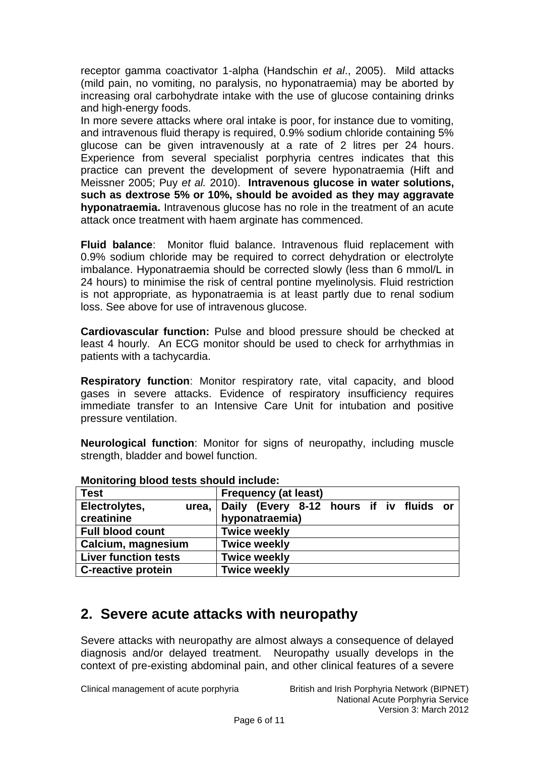receptor gamma coactivator 1-alpha (Handschin *et al*., 2005). Mild attacks (mild pain, no vomiting, no paralysis, no hyponatraemia) may be aborted by increasing oral carbohydrate intake with the use of glucose containing drinks and high-energy foods.
In more severe attacks where oral intake is poor, for instance due to vomiting, and intravenous fluid therapy is required, 0.9% sodium chloride containing 5% glucose can be given intravenously at a rate of 2 litres per 24 hours. Experience from several specialist porphyria centres indicates that this practice can prevent the development of severe hyponatraemia (Hift and Meissner 2005; Puy *et al.* 2010). **Intravenous glucose in water solutions, such as dextrose 5% or 10%, should be avoided as they may aggravate hyponatraemia.** Intravenous glucose has no role in the treatment of an acute attack once treatment with haem arginate has commenced.

**Fluid balance**: Monitor fluid balance. Intravenous fluid replacement with 0.9% sodium chloride may be required to correct dehydration or electrolyte imbalance. Hyponatraemia should be corrected slowly (less than 6 mmol/L in 24 hours) to minimise the risk of central pontine myelinolysis. Fluid restriction is not appropriate, as hyponatraemia is at least partly due to renal sodium loss. See above for use of intravenous glucose.

**Cardiovascular function:** Pulse and blood pressure should be checked at least 4 hourly. An ECG monitor should be used to check for arrhythmias in patients with a tachycardia.

**Respiratory function**: Monitor respiratory rate, vital capacity, and blood gases in severe attacks. Evidence of respiratory insufficiency requires immediate transfer to an Intensive Care Unit for intubation and positive pressure ventilation.

**Neurological function**: Monitor for signs of neuropathy, including muscle strength, bladder and bowel function.

**Monitoring blood tests should include:**

| Test | Frequency (at least) |
|---|---|
| Electrolytes, urea, creatinine | Daily (Every 8-12 hours if iv fluids or hyponatraemia) |
| Full blood count | Twice weekly |
| Calcium, magnesium | Twice weekly |
| Liver function tests | Twice weekly |
| C-reactive protein | Twice weekly |

## 2. Severe acute attacks with neuropathy

Severe attacks with neuropathy are almost always a consequence of delayed diagnosis and/or delayed treatment. Neuropathy usually develops in the context of pre-existing abdominal pain, and other clinical features of a severe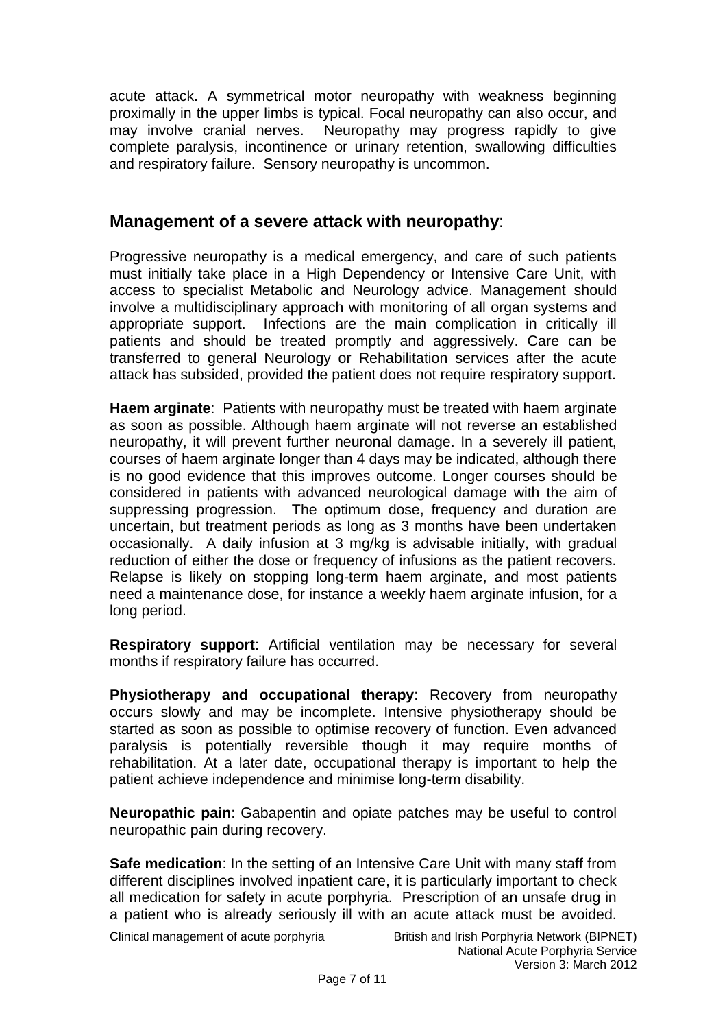acute attack. A symmetrical motor neuropathy with weakness beginning proximally in the upper limbs is typical. Focal neuropathy can also occur, and may involve cranial nerves. Neuropathy may progress rapidly to give complete paralysis, incontinence or urinary retention, swallowing difficulties and respiratory failure. Sensory neuropathy is uncommon.

## Management of a severe attack with neuropathy:

Progressive neuropathy is a medical emergency, and care of such patients must initially take place in a High Dependency or Intensive Care Unit, with access to specialist Metabolic and Neurology advice. Management should involve a multidisciplinary approach with monitoring of all organ systems and appropriate support. Infections are the main complication in critically ill patients and should be treated promptly and aggressively. Care can be transferred to general Neurology or Rehabilitation services after the acute attack has subsided, provided the patient does not require respiratory support.

**Haem arginate**: Patients with neuropathy must be treated with haem arginate as soon as possible. Although haem arginate will not reverse an established neuropathy, it will prevent further neuronal damage. In a severely ill patient, courses of haem arginate longer than 4 days may be indicated, although there is no good evidence that this improves outcome. Longer courses should be considered in patients with advanced neurological damage with the aim of suppressing progression. The optimum dose, frequency and duration are uncertain, but treatment periods as long as 3 months have been undertaken occasionally. A daily infusion at 3 mg/kg is advisable initially, with gradual reduction of either the dose or frequency of infusions as the patient recovers. Relapse is likely on stopping long-term haem arginate, and most patients need a maintenance dose, for instance a weekly haem arginate infusion, for a long period.

**Respiratory support**: Artificial ventilation may be necessary for several months if respiratory failure has occurred.

**Physiotherapy and occupational therapy**: Recovery from neuropathy occurs slowly and may be incomplete. Intensive physiotherapy should be started as soon as possible to optimise recovery of function. Even advanced paralysis is potentially reversible though it may require months of rehabilitation. At a later date, occupational therapy is important to help the patient achieve independence and minimise long-term disability.

**Neuropathic pain**: Gabapentin and opiate patches may be useful to control neuropathic pain during recovery.

**Safe medication**: In the setting of an Intensive Care Unit with many staff from different disciplines involved inpatient care, it is particularly important to check all medication for safety in acute porphyria. Prescription of an unsafe drug in a patient who is already seriously ill with an acute attack must be avoided.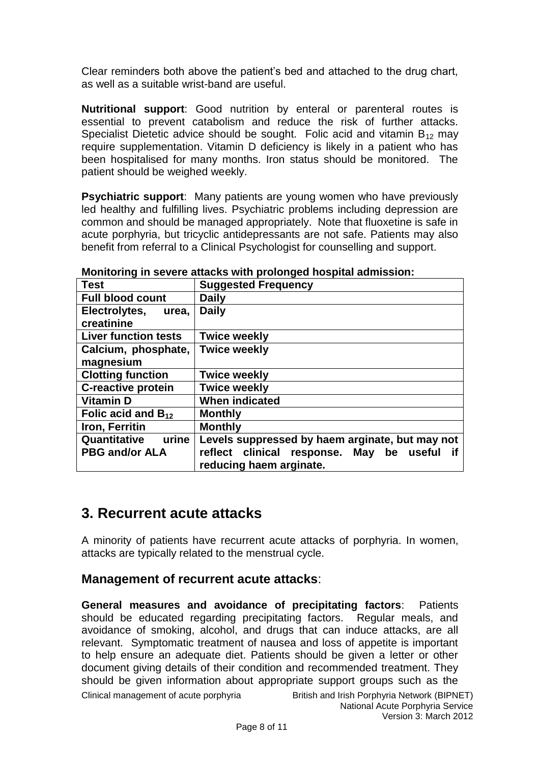Clear reminders both above the patient's bed and attached to the drug chart, as well as a suitable wrist-band are useful.

**Nutritional support**: Good nutrition by enteral or parenteral routes is essential to prevent catabolism and reduce the risk of further attacks. Specialist Dietetic advice should be sought. Folic acid and vitamin $B_{12}$ may require supplementation. Vitamin D deficiency is likely in a patient who has been hospitalised for many months. Iron status should be monitored. The patient should be weighed weekly.

**Psychiatric support**: Many patients are young women who have previously led healthy and fulfilling lives. Psychiatric problems including depression are common and should be managed appropriately. Note that fluoxetine is safe in acute porphyria, but tricyclic antidepressants are not safe. Patients may also benefit from referral to a Clinical Psychologist for counselling and support.

**Monitoring in severe attacks with prolonged hospital admission:**

| Test | Suggested Frequency |
| --- | --- |
| Full blood count | Daily |
| Electrolytes, urea, creatinine | Daily |
| Liver function tests | Twice weekly |
| Calcium, phosphate, magnesium | Twice weekly |
| Clotting function | Twice weekly |
| C-reactive protein | Twice weekly |
| Vitamin D | When indicated |
| Folic acid and $B_{12}$ | Monthly |
| Iron, Ferritin | Monthly |
| Quantitative urine PBG and/or ALA | Levels suppressed by haem arginate, but may not reflect clinical response. May be useful if reducing haem arginate. |

## 3. Recurrent acute attacks

A minority of patients have recurrent acute attacks of porphyria. In women, attacks are typically related to the menstrual cycle.

### Management of recurrent acute attacks:

**General measures and avoidance of precipitating factors**: Patients should be educated regarding precipitating factors. Regular meals, and avoidance of smoking, alcohol, and drugs that can induce attacks, are all relevant. Symptomatic treatment of nausea and loss of appetite is important to help ensure an adequate diet. Patients should be given a letter or other document giving details of their condition and recommended treatment. They should be given information about appropriate support groups such as the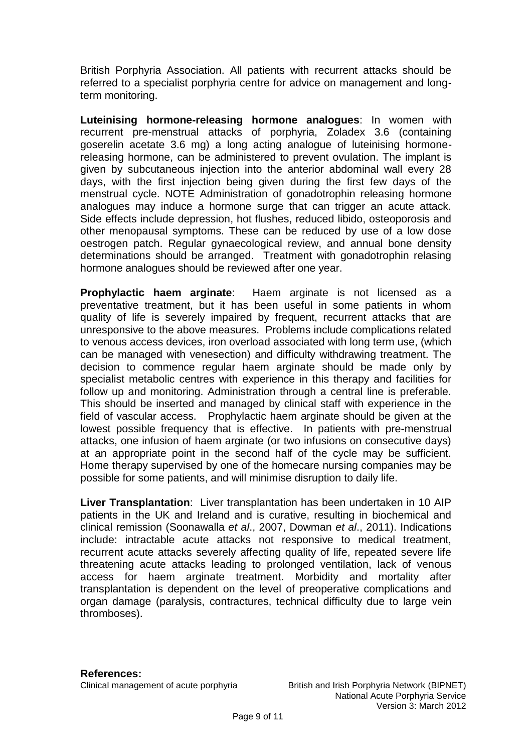British Porphyria Association. All patients with recurrent attacks should be referred to a specialist porphyria centre for advice on management and long-term monitoring.

**Luteinising hormone-releasing hormone analogues**: In women with recurrent pre-menstrual attacks of porphyria, Zoladex 3.6 (containing goserelin acetate 3.6 mg) a long acting analogue of luteinising hormone-releasing hormone, can be administered to prevent ovulation. The implant is given by subcutaneous injection into the anterior abdominal wall every 28 days, with the first injection being given during the first few days of the menstrual cycle. NOTE Administration of gonadotrophin releasing hormone analogues may induce a hormone surge that can trigger an acute attack. Side effects include depression, hot flushes, reduced libido, osteoporosis and other menopausal symptoms. These can be reduced by use of a low dose oestrogen patch. Regular gynaecological review, and annual bone density determinations should be arranged. Treatment with gonadotrophin relasing hormone analogues should be reviewed after one year.

**Prophylactic haem arginate**: Haem arginate is not licensed as a preventative treatment, but it has been useful in some patients in whom quality of life is severely impaired by frequent, recurrent attacks that are unresponsive to the above measures. Problems include complications related to venous access devices, iron overload associated with long term use, (which can be managed with venesection) and difficulty withdrawing treatment. The decision to commence regular haem arginate should be made only by specialist metabolic centres with experience in this therapy and facilities for follow up and monitoring. Administration through a central line is preferable. This should be inserted and managed by clinical staff with experience in the field of vascular access. Prophylactic haem arginate should be given at the lowest possible frequency that is effective. In patients with pre-menstrual attacks, one infusion of haem arginate (or two infusions on consecutive days) at an appropriate point in the second half of the cycle may be sufficient. Home therapy supervised by one of the homecare nursing companies may be possible for some patients, and will minimise disruption to daily life.

**Liver Transplantation**: Liver transplantation has been undertaken in 10 AIP patients in the UK and Ireland and is curative, resulting in biochemical and clinical remission (Soonawalla *et al*., 2007, Dowman *et al*., 2011). Indications include: intractable acute attacks not responsive to medical treatment, recurrent acute attacks severely affecting quality of life, repeated severe life threatening acute attacks leading to prolonged ventilation, lack of venous access for haem arginate treatment. Morbidity and mortality after transplantation is dependent on the level of preoperative complications and organ damage (paralysis, contractures, technical difficulty due to large vein thromboses).

**References:**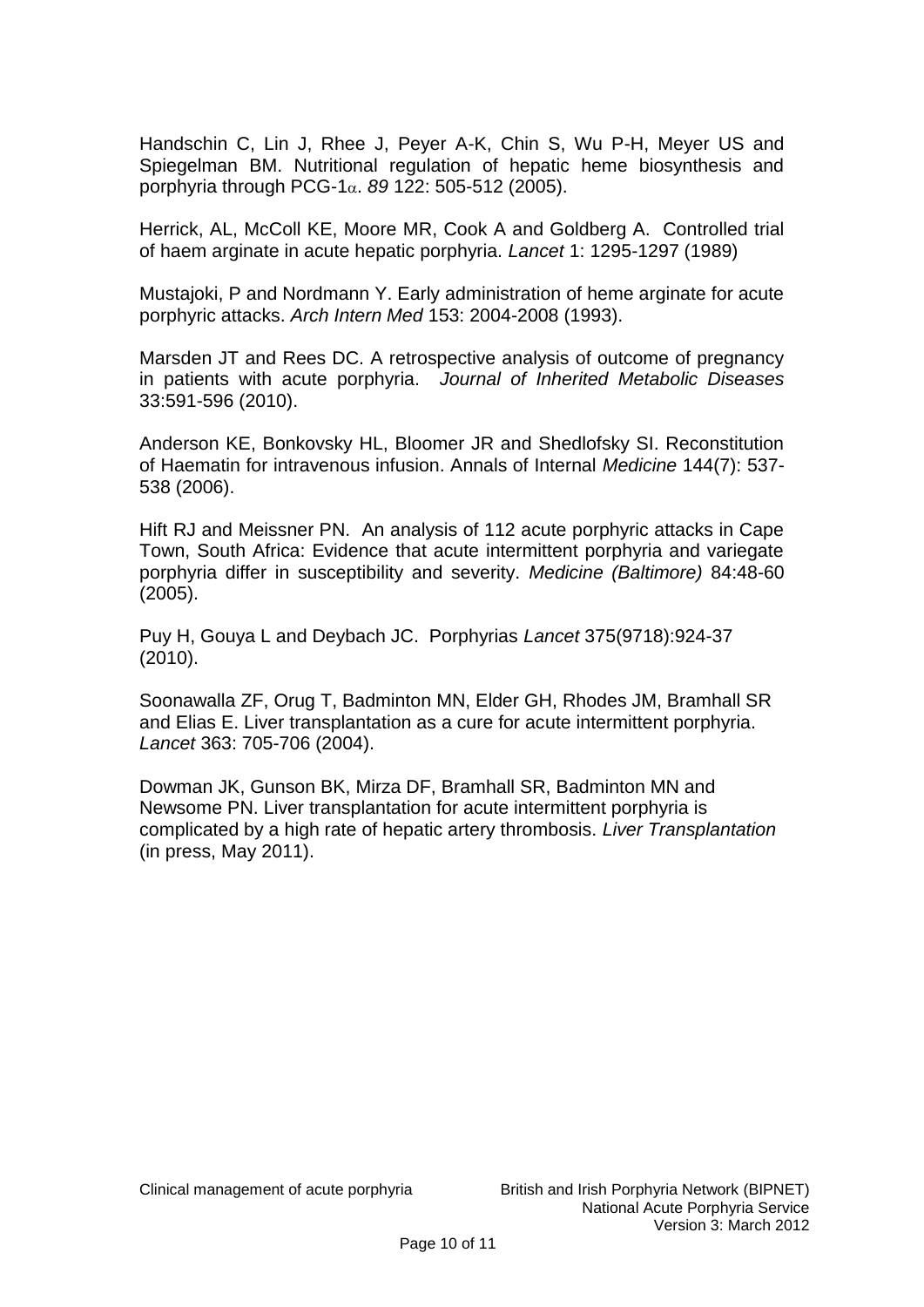Handschin C, Lin J, Rhee J, Peyer A-K, Chin S, Wu P-H, Meyer US and Spiegelman BM. Nutritional regulation of hepatic heme biosynthesis and porphyria through PCG-1$\alpha$. *89* 122: 505-512 (2005).

Herrick, AL, McColl KE, Moore MR, Cook A and Goldberg A. Controlled trial of haem arginate in acute hepatic porphyria. *Lancet* 1: 1295-1297 (1989)

Mustajoki, P and Nordmann Y. Early administration of heme arginate for acute porphyric attacks. *Arch Intern Med* 153: 2004-2008 (1993).

Marsden JT and Rees DC. A retrospective analysis of outcome of pregnancy in patients with acute porphyria. *Journal of Inherited Metabolic Diseases* 33:591-596 (2010).

Anderson KE, Bonkovsky HL, Bloomer JR and Shedlofsky SI. Reconstitution of Haematin for intravenous infusion. Annals of Internal *Medicine* 144(7): 537-538 (2006).

Hift RJ and Meissner PN. An analysis of 112 acute porphyric attacks in Cape Town, South Africa: Evidence that acute intermittent porphyria and variegate porphyria differ in susceptibility and severity. *Medicine (Baltimore)* 84:48-60 (2005).

Puy H, Gouya L and Deybach JC. Porphyrias *Lancet* 375(9718):924-37 (2010).

Soonawalla ZF, Orug T, Badminton MN, Elder GH, Rhodes JM, Bramhall SR and Elias E. Liver transplantation as a cure for acute intermittent porphyria. *Lancet* 363: 705-706 (2004).

Dowman JK, Gunson BK, Mirza DF, Bramhall SR, Badminton MN and Newsome PN. Liver transplantation for acute intermittent porphyria is complicated by a high rate of hepatic artery thrombosis. *Liver Transplantation* (in press, May 2011).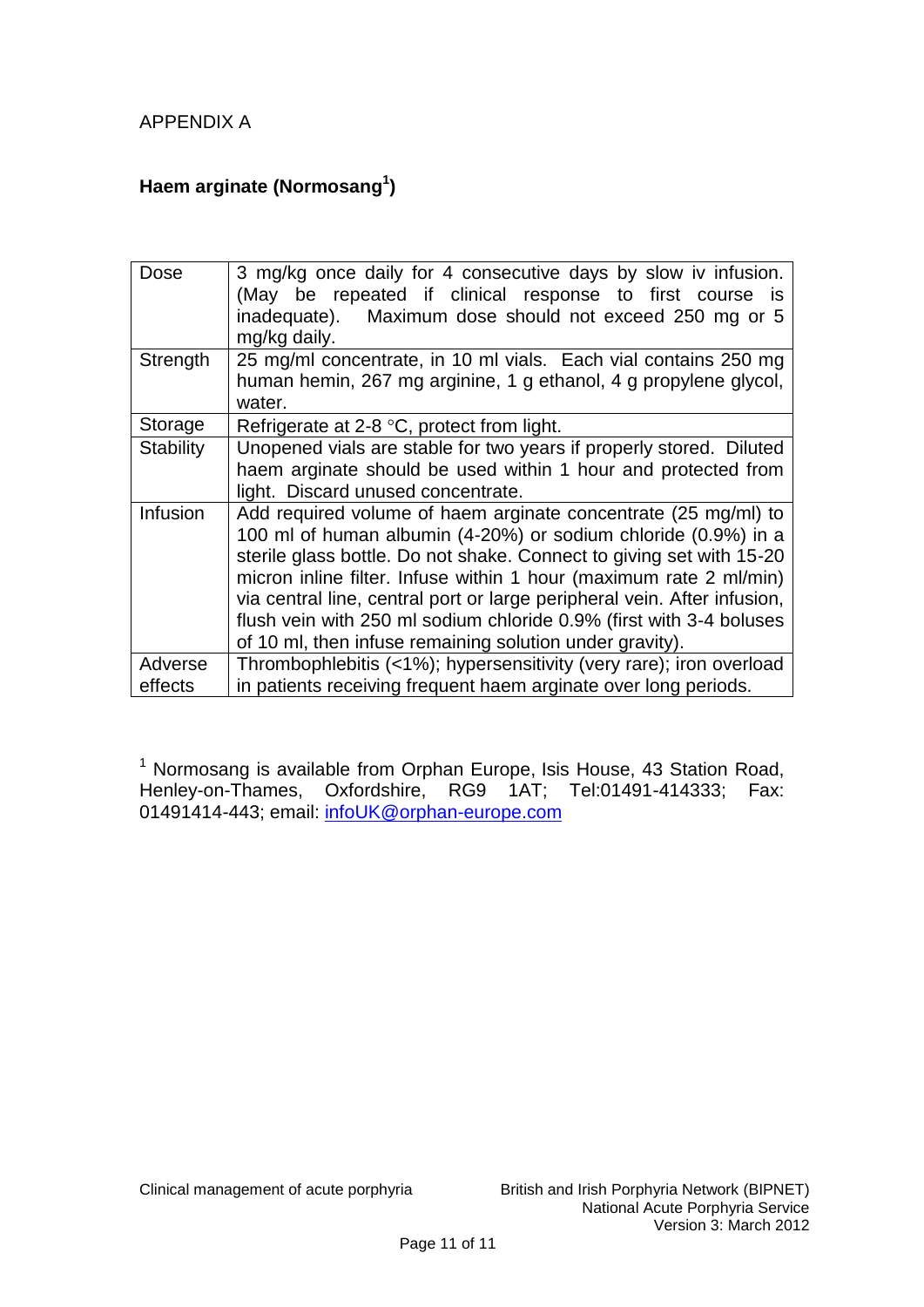APPENDIX A

## Haem arginate (Normosang[1])

| | |
|---|---|
| Dose | 3 mg/kg once daily for 4 consecutive days by slow iv infusion. (May be repeated if clinical response to first course is inadequate). Maximum dose should not exceed 250 mg or 5 mg/kg daily. |
| Strength | 25 mg/ml concentrate, in 10 ml vials. Each vial contains 250 mg human hemin, 267 mg arginine, 1 g ethanol, 4 g propylene glycol, water. |
| Storage | Refrigerate at 2-8 °C, protect from light. |
| Stability | Unopened vials are stable for two years if properly stored. Diluted haem arginate should be used within 1 hour and protected from light. Discard unused concentrate. |
| Infusion | Add required volume of haem arginate concentrate (25 mg/ml) to 100 ml of human albumin (4-20%) or sodium chloride (0.9%) in a sterile glass bottle. Do not shake. Connect to giving set with 15-20 micron inline filter. Infuse within 1 hour (maximum rate 2 ml/min) via central line, central port or large peripheral vein. After infusion, flush vein with 250 ml sodium chloride 0.9% (first with 3-4 boluses of 10 ml, then infuse remaining solution under gravity). |
| Adverse effects | Thrombophlebitis (<1%); hypersensitivity (very rare); iron overload in patients receiving frequent haem arginate over long periods. |

[1] Normosang is available from Orphan Europe, Isis House, 43 Station Road, Henley-on-Thames, Oxfordshire, RG9 1AT; Tel:01491-414333; Fax: 01491414-443; email: infoUK@orphan-europe.com